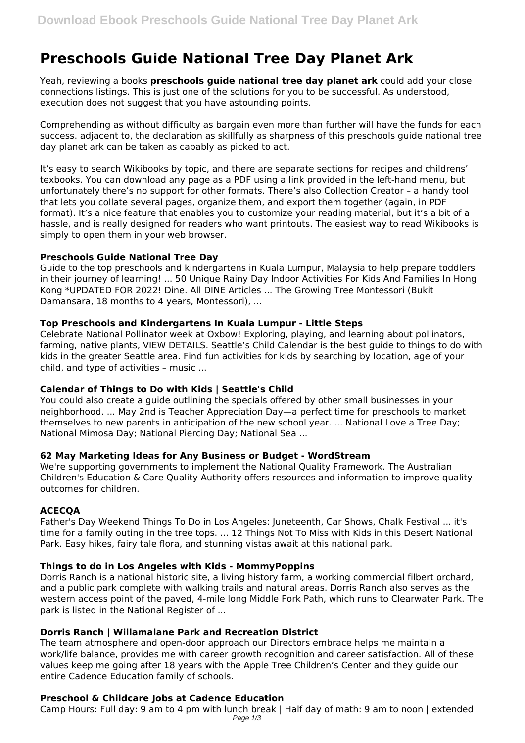# Preschools Guide National Tree Day Planet Ark

Yeah, reviewing a books **preschools guide national tree day planet ark** could add your close connections listings. This is just one of the solutions for you to be successful. As understood, execution does not suggest that you have astounding points.

Comprehending as without difficulty as bargain even more than further will have the funds for each success. adjacent to, the declaration as skillfully as sharpness of this preschools guide national tree day planet ark can be taken as capably as picked to act.

It's easy to search Wikibooks by topic, and there are separate sections for recipes and childrens' texbooks. You can download any page as a PDF using a link provided in the left-hand menu, but unfortunately there's no support for other formats. There's also Collection Creator – a handy tool that lets you collate several pages, organize them, and export them together (again, in PDF format). It's a nice feature that enables you to customize your reading material, but it's a bit of a hassle, and is really designed for readers who want printouts. The easiest way to read Wikibooks is simply to open them in your web browser.

### Preschools Guide National Tree Day

Guide to the top preschools and kindergartens in Kuala Lumpur, Malaysia to help prepare toddlers in their journey of learning! ... 50 Unique Rainy Day Indoor Activities For Kids And Families In Hong Kong *UPDATED FOR 2022! Dine. All DINE Articles ... The Growing Tree Montessori (Bukit Damansara, 18 months to 4 years, Montessori), ...

### Top Preschools and Kindergartens In Kuala Lumpur - Little Steps

Celebrate National Pollinator week at Oxbow! Exploring, playing, and learning about pollinators, farming, native plants, VIEW DETAILS. Seattle's Child Calendar is the best guide to things to do with kids in the greater Seattle area. Find fun activities for kids by searching by location, age of your child, and type of activities – music ...

### Calendar of Things to Do with Kids | Seattle's Child

You could also create a guide outlining the specials offered by other small businesses in your neighborhood. ... May 2nd is Teacher Appreciation Day—a perfect time for preschools to market themselves to new parents in anticipation of the new school year. ... National Love a Tree Day; National Mimosa Day; National Piercing Day; National Sea ...

### 62 May Marketing Ideas for Any Business or Budget - WordStream

We're supporting governments to implement the National Quality Framework. The Australian Children's Education & Care Quality Authority offers resources and information to improve quality outcomes for children.

### ACECQA

Father's Day Weekend Things To Do in Los Angeles: Juneteenth, Car Shows, Chalk Festival ... it's time for a family outing in the tree tops. ... 12 Things Not To Miss with Kids in this Desert National Park. Easy hikes, fairy tale flora, and stunning vistas await at this national park.

### Things to do in Los Angeles with Kids - MommyPoppins

Dorris Ranch is a national historic site, a living history farm, a working commercial filbert orchard, and a public park complete with walking trails and natural areas. Dorris Ranch also serves as the western access point of the paved, 4-mile long Middle Fork Path, which runs to Clearwater Park. The park is listed in the National Register of ...

### Dorris Ranch | Willamalane Park and Recreation District

The team atmosphere and open-door approach our Directors embrace helps me maintain a work/life balance, provides me with career growth recognition and career satisfaction. All of these values keep me going after 18 years with the Apple Tree Children's Center and they guide our entire Cadence Education family of schools.

### Preschool & Childcare Jobs at Cadence Education

Camp Hours: Full day: 9 am to 4 pm with lunch break | Half day of math: 9 am to noon | extended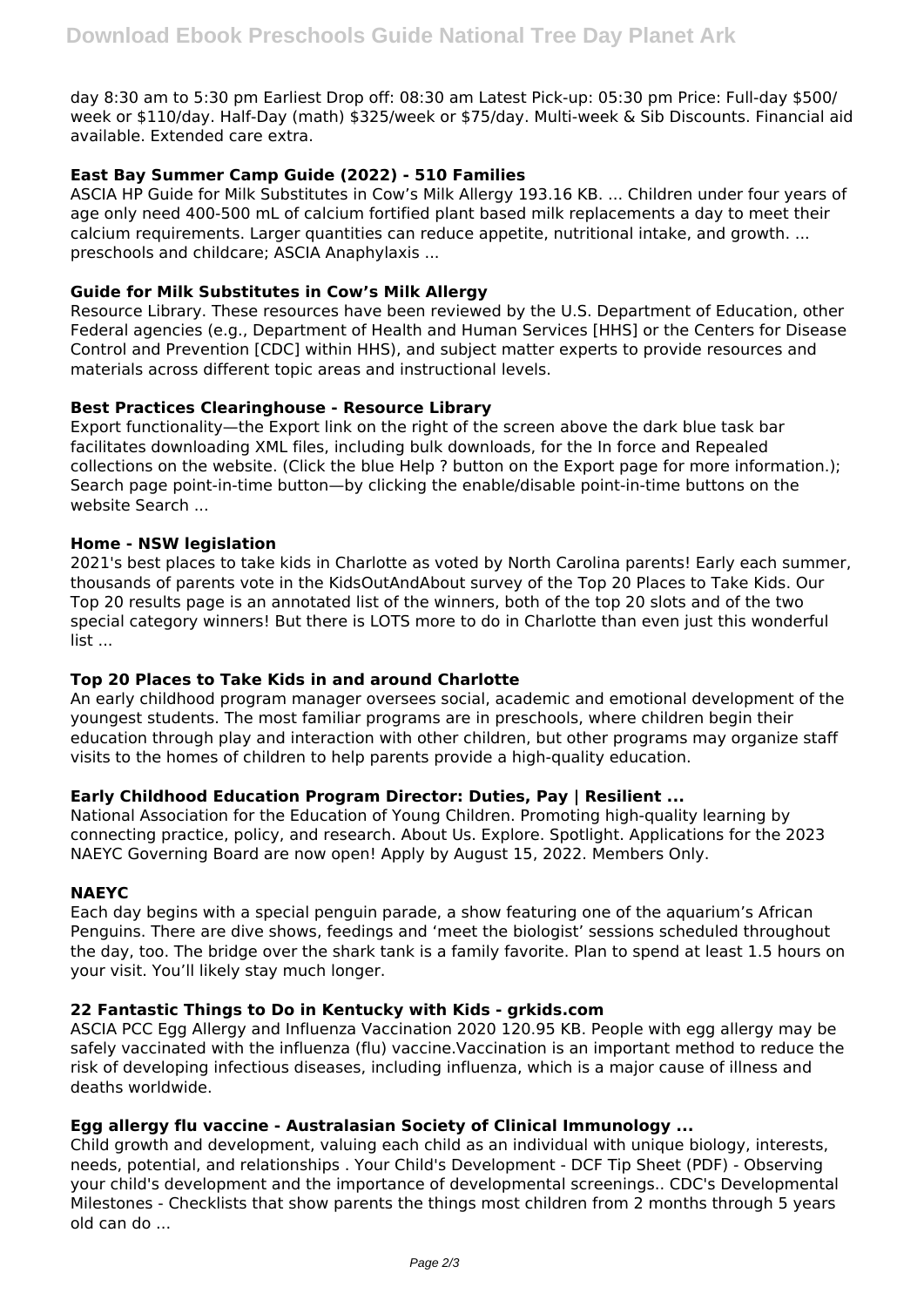day 8:30 am to 5:30 pm Earliest Drop off: 08:30 am Latest Pick-up: 05:30 pm Price: Full-day $500/ week or $110/day. Half-Day (math) $325/week or $75/day. Multi-week & Sib Discounts. Financial aid available. Extended care extra.

### East Bay Summer Camp Guide (2022) - 510 Families

ASCIA HP Guide for Milk Substitutes in Cow's Milk Allergy 193.16 KB. ... Children under four years of age only need 400-500 mL of calcium fortified plant based milk replacements a day to meet their calcium requirements. Larger quantities can reduce appetite, nutritional intake, and growth. ... preschools and childcare; ASCIA Anaphylaxis ...

### Guide for Milk Substitutes in Cow's Milk Allergy

Resource Library. These resources have been reviewed by the U.S. Department of Education, other Federal agencies (e.g., Department of Health and Human Services [HHS] or the Centers for Disease Control and Prevention [CDC] within HHS), and subject matter experts to provide resources and materials across different topic areas and instructional levels.

### Best Practices Clearinghouse - Resource Library

Export functionality—the Export link on the right of the screen above the dark blue task bar facilitates downloading XML files, including bulk downloads, for the In force and Repealed collections on the website. (Click the blue Help ? button on the Export page for more information.); Search page point-in-time button—by clicking the enable/disable point-in-time buttons on the website Search ...

### Home - NSW legislation

2021's best places to take kids in Charlotte as voted by North Carolina parents! Early each summer, thousands of parents vote in the KidsOutAndAbout survey of the Top 20 Places to Take Kids. Our Top 20 results page is an annotated list of the winners, both of the top 20 slots and of the two special category winners! But there is LOTS more to do in Charlotte than even just this wonderful list ...

### Top 20 Places to Take Kids in and around Charlotte

An early childhood program manager oversees social, academic and emotional development of the youngest students. The most familiar programs are in preschools, where children begin their education through play and interaction with other children, but other programs may organize staff visits to the homes of children to help parents provide a high-quality education.

### Early Childhood Education Program Director: Duties, Pay | Resilient ...

National Association for the Education of Young Children. Promoting high-quality learning by connecting practice, policy, and research. About Us. Explore. Spotlight. Applications for the 2023 NAEYC Governing Board are now open! Apply by August 15, 2022. Members Only.

### NAEYC

Each day begins with a special penguin parade, a show featuring one of the aquarium's African Penguins. There are dive shows, feedings and 'meet the biologist' sessions scheduled throughout the day, too. The bridge over the shark tank is a family favorite. Plan to spend at least 1.5 hours on your visit. You'll likely stay much longer.

### 22 Fantastic Things to Do in Kentucky with Kids - grkids.com

ASCIA PCC Egg Allergy and Influenza Vaccination 2020 120.95 KB. People with egg allergy may be safely vaccinated with the influenza (flu) vaccine.Vaccination is an important method to reduce the risk of developing infectious diseases, including influenza, which is a major cause of illness and deaths worldwide.

### Egg allergy flu vaccine - Australasian Society of Clinical Immunology ...

Child growth and development, valuing each child as an individual with unique biology, interests, needs, potential, and relationships . Your Child's Development - DCF Tip Sheet (PDF) - Observing your child's development and the importance of developmental screenings.. CDC's Developmental Milestones - Checklists that show parents the things most children from 2 months through 5 years old can do ...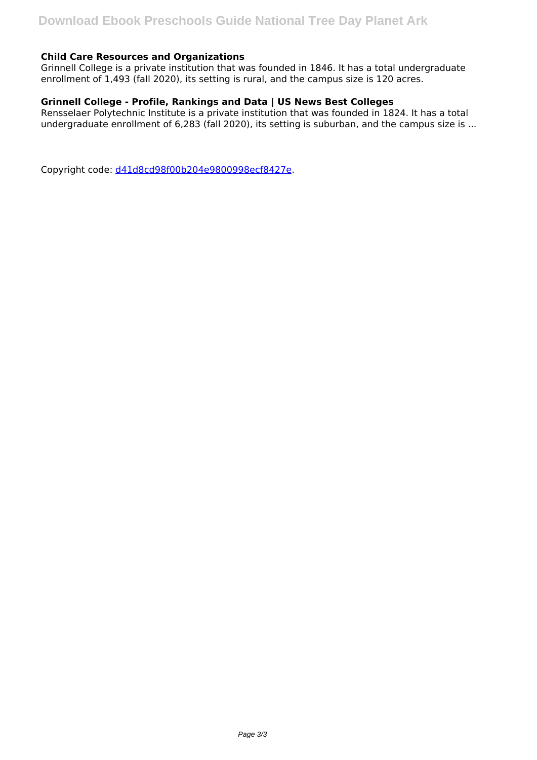### Child Care Resources and Organizations

Grinnell College is a private institution that was founded in 1846. It has a total undergraduate enrollment of 1,493 (fall 2020), its setting is rural, and the campus size is 120 acres.

### Grinnell College - Profile, Rankings and Data | US News Best Colleges

Rensselaer Polytechnic Institute is a private institution that was founded in 1824. It has a total undergraduate enrollment of 6,283 (fall 2020), its setting is suburban, and the campus size is ...

Copyright code: d41d8cd98f00b204e9800998ecf8427e.